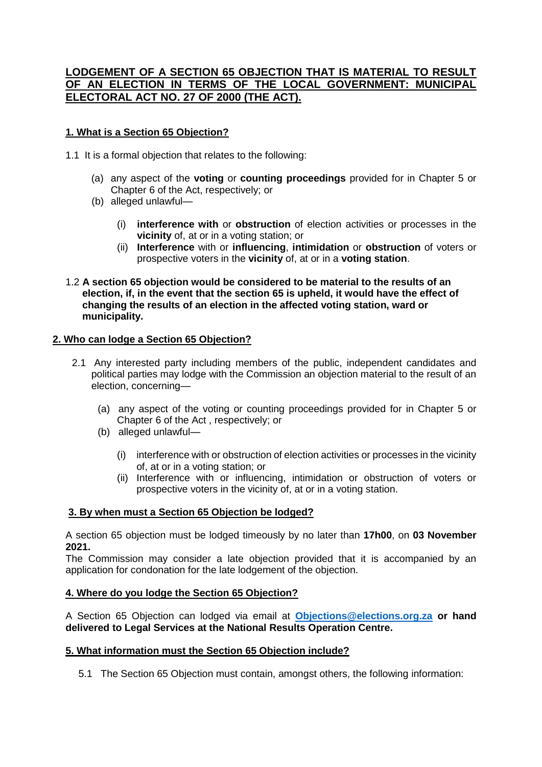# LODGEMENT OF A SECTION 65 OBJECTION THAT IS MATERIAL TO RESULT OF AN ELECTION IN TERMS OF THE LOCAL GOVERNMENT: MUNICIPAL ELECTORAL ACT NO. 27 OF 2000 (THE ACT).

## 1. What is a Section 65 Objection?

1.1 It is a formal objection that relates to the following:

- (a) any aspect of the **voting** or **counting proceedings** provided for in Chapter 5 or Chapter 6 of the Act, respectively; or
- (b) alleged unlawful—
  - (i) **interference with** or **obstruction** of election activities or processes in the **vicinity** of, at or in a voting station; or
  - (ii) **Interference** with or **influencing**, **intimidation** or **obstruction** of voters or prospective voters in the **vicinity** of, at or in a **voting station**.

1.2 **A section 65 objection would be considered to be material to the results of an election, if, in the event that the section 65 is upheld, it would have the effect of changing the results of an election in the affected voting station, ward or municipality.**

## 2. Who can lodge a Section 65 Objection?

2.1 Any interested party including members of the public, independent candidates and political parties may lodge with the Commission an objection material to the result of an election, concerning—

- (a) any aspect of the voting or counting proceedings provided for in Chapter 5 or Chapter 6 of the Act , respectively; or
- (b) alleged unlawful—
  - (i) interference with or obstruction of election activities or processes in the vicinity of, at or in a voting station; or
  - (ii) Interference with or influencing, intimidation or obstruction of voters or prospective voters in the vicinity of, at or in a voting station.

## 3. By when must a Section 65 Objection be lodged?

A section 65 objection must be lodged timeously by no later than **17h00**, on **03 November 2021.**
The Commission may consider a late objection provided that it is accompanied by an application for condonation for the late lodgement of the objection.

## 4. Where do you lodge the Section 65 Objection?

A Section 65 Objection can lodged via email at **Objections@elections.org.za** **or hand delivered to Legal Services at the National Results Operation Centre.**

## 5. What information must the Section 65 Objection include?

5.1 The Section 65 Objection must contain, amongst others, the following information: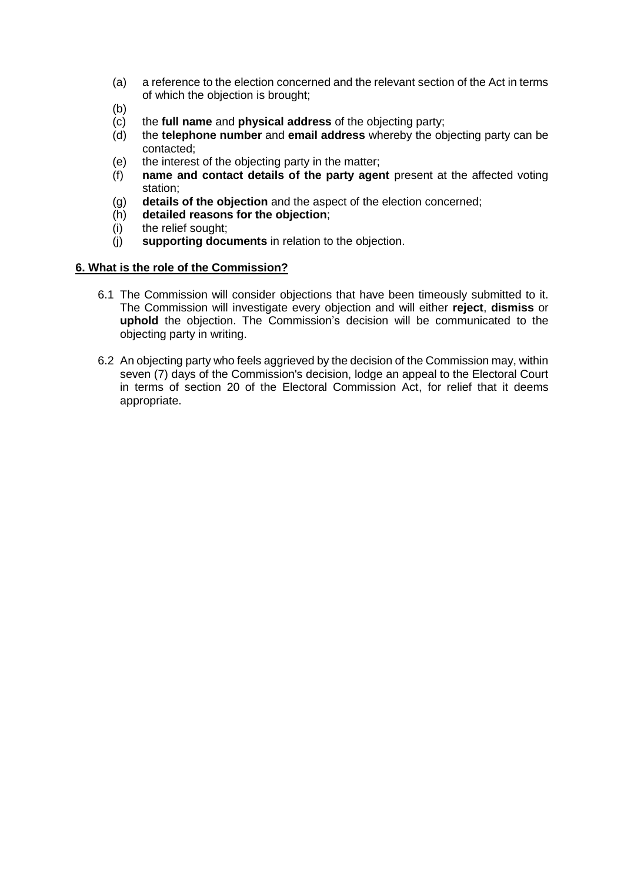(a) a reference to the election concerned and the relevant section of the Act in terms of which the objection is brought;

(b)

(c) the **full name** and **physical address** of the objecting party;

(d) the **telephone number** and **email address** whereby the objecting party can be contacted;

(e) the interest of the objecting party in the matter;

(f) **name and contact details of the party agent** present at the affected voting station;

(g) **details of the objection** and the aspect of the election concerned;

(h) **detailed reasons for the objection**;

(i) the relief sought;

(j) **supporting documents** in relation to the objection.

## 6. What is the role of the Commission?

6.1 The Commission will consider objections that have been timeously submitted to it. The Commission will investigate every objection and will either **reject**, **dismiss** or **uphold** the objection. The Commission's decision will be communicated to the objecting party in writing.

6.2 An objecting party who feels aggrieved by the decision of the Commission may, within seven (7) days of the Commission's decision, lodge an appeal to the Electoral Court in terms of section 20 of the Electoral Commission Act, for relief that it deems appropriate.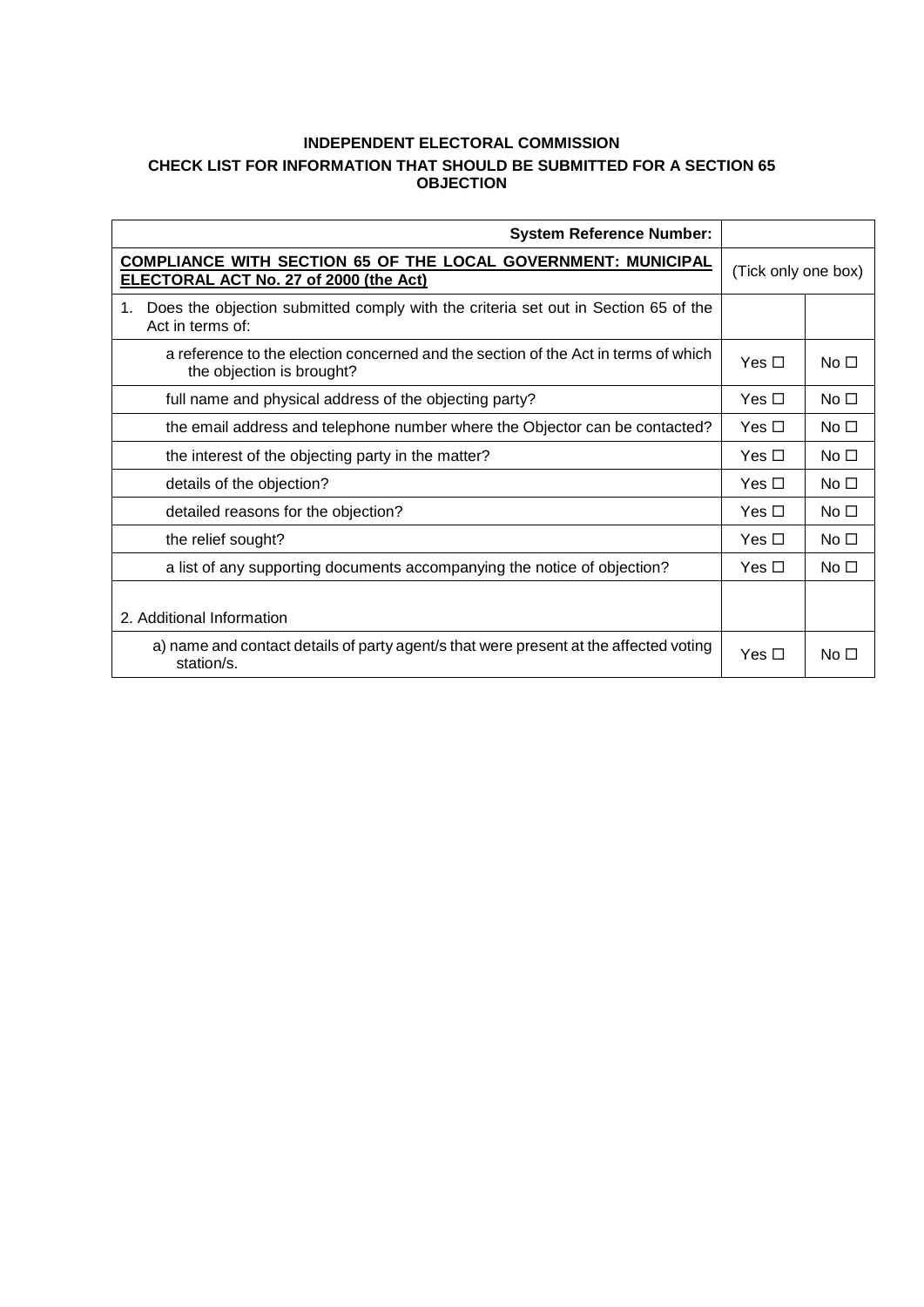**INDEPENDENT ELECTORAL COMMISSION**

**CHECK LIST FOR INFORMATION THAT SHOULD BE SUBMITTED FOR A SECTION 65 OBJECTION**

| **System Reference Number:** | | |
|---|---|---|
| **COMPLIANCE WITH SECTION 65 OF THE LOCAL GOVERNMENT: MUNICIPAL ELECTORAL ACT No. 27 of 2000 (the Act)** | (Tick only one box) | |
| 1. Does the objection submitted comply with the criteria set out in Section 65 of the Act in terms of: | | |
| a reference to the election concerned and the section of the Act in terms of which the objection is brought? | Yes ☐ | No ☐ |
| full name and physical address of the objecting party? | Yes ☐ | No ☐ |
| the email address and telephone number where the Objector can be contacted? | Yes ☐ | No ☐ |
| the interest of the objecting party in the matter? | Yes ☐ | No ☐ |
| details of the objection? | Yes ☐ | No ☐ |
| detailed reasons for the objection? | Yes ☐ | No ☐ |
| the relief sought? | Yes ☐ | No ☐ |
| a list of any supporting documents accompanying the notice of objection? | Yes ☐ | No ☐ |
| 2. Additional Information | | |
| a) name and contact details of party agent/s that were present at the affected voting station/s. | Yes ☐ | No ☐ |